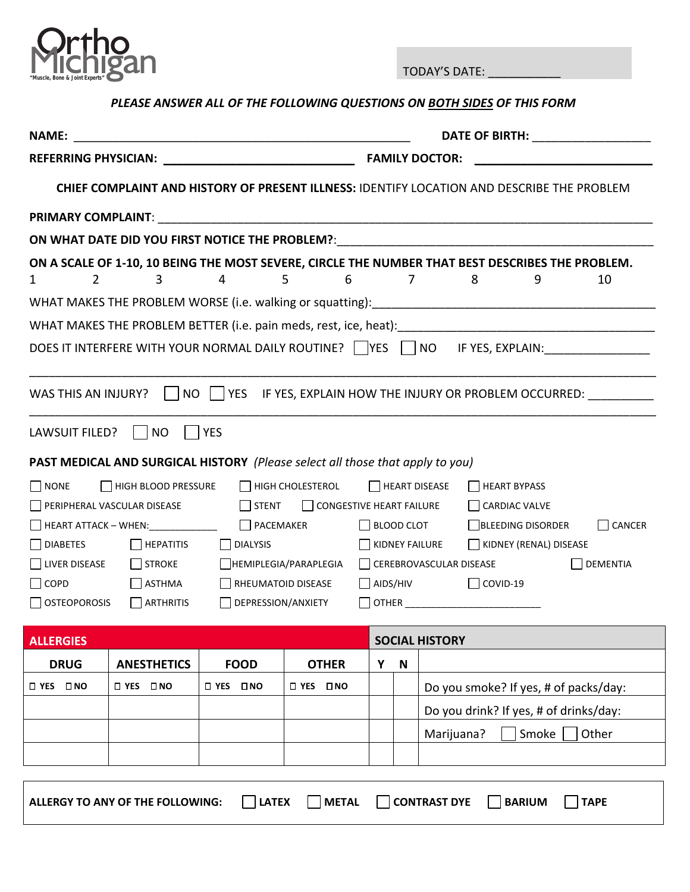Ortho Michigan
"Muscle, Bone & Joint Experts"

TODAY'S DATE: ___________

***PLEASE ANSWER ALL OF THE FOLLOWING QUESTIONS ON BOTH SIDES OF THIS FORM***

**NAME:** ____________________________________________________ **DATE OF BIRTH:** __________________

**REFERRING PHYSICIAN:** ____________________________ **FAMILY DOCTOR:** ___________________________

**CHIEF COMPLAINT AND HISTORY OF PRESENT ILLNESS:** IDENTIFY LOCATION AND DESCRIBE THE PROBLEM

**PRIMARY COMPLAINT**: _________________________________________________________________________

**ON WHAT DATE DID YOU FIRST NOTICE THE PROBLEM?**:_________________________________________________

**ON A SCALE OF 1-10, 10 BEING THE MOST SEVERE, CIRCLE THE NUMBER THAT BEST DESCRIBES THE PROBLEM.**

1 2 3 4 5 6 7 8 9 10

WHAT MAKES THE PROBLEM WORSE (i.e. walking or squatting):___________________________________________

WHAT MAKES THE PROBLEM BETTER (i.e. pain meds, rest, ice, heat):______________________________________

DOES IT INTERFERE WITH YOUR NORMAL DAILY ROUTINE? ☐ YES ☐ NO IF YES, EXPLAIN:________________

______________________________________________________________________________________________

WAS THIS AN INJURY? ☐ NO ☐ YES IF YES, EXPLAIN HOW THE INJURY OR PROBLEM OCCURRED: __________

______________________________________________________________________________________________

LAWSUIT FILED? ☐ NO ☐ YES

**PAST MEDICAL AND SURGICAL HISTORY** *(Please select all those that apply to you)*

☐ NONE ☐ HIGH BLOOD PRESSURE ☐ HIGH CHOLESTEROL ☐ HEART DISEASE ☐ HEART BYPASS

☐ PERIPHERAL VASCULAR DISEASE ☐ STENT ☐ CONGESTIVE HEART FAILURE ☐ CARDIAC VALVE

☐ HEART ATTACK – WHEN:____________ ☐ PACEMAKER ☐ BLOOD CLOT ☐ BLEEDING DISORDER ☐ CANCER

☐ DIABETES ☐ HEPATITIS ☐ DIALYSIS ☐ KIDNEY FAILURE ☐ KIDNEY (RENAL) DISEASE

☐ LIVER DISEASE ☐ STROKE ☐ HEMIPLEGIA/PARAPLEGIA ☐ CEREBROVASCULAR DISEASE ☐ DEMENTIA

☐ COPD ☐ ASTHMA ☐ RHEUMATOID DISEASE ☐ AIDS/HIV ☐ COVID-19

☐ OSTEOPOROSIS ☐ ARTHRITIS ☐ DEPRESSION/ANXIETY ☐ OTHER ________________________

| ALLERGIES | | | | SOCIAL HISTORY | | |
|---|---|---|---|---|---|---|
| **DRUG** | **ANESTHETICS** | **FOOD** | **OTHER** | **Y** | **N** | |
| ☐ YES ☐ NO | ☐ YES ☐ NO | ☐ YES ☐ NO | ☐ YES ☐ NO | | | Do you smoke? If yes, # of packs/day: |
| | | | | | | Do you drink? If yes, # of drinks/day: |
| | | | | | | Marijuana? ☐ Smoke ☐ Other |
| | | | | | | |

**ALLERGY TO ANY OF THE FOLLOWING:** ☐ **LATEX** ☐ **METAL** ☐ **CONTRAST DYE** ☐ **BARIUM** ☐ **TAPE**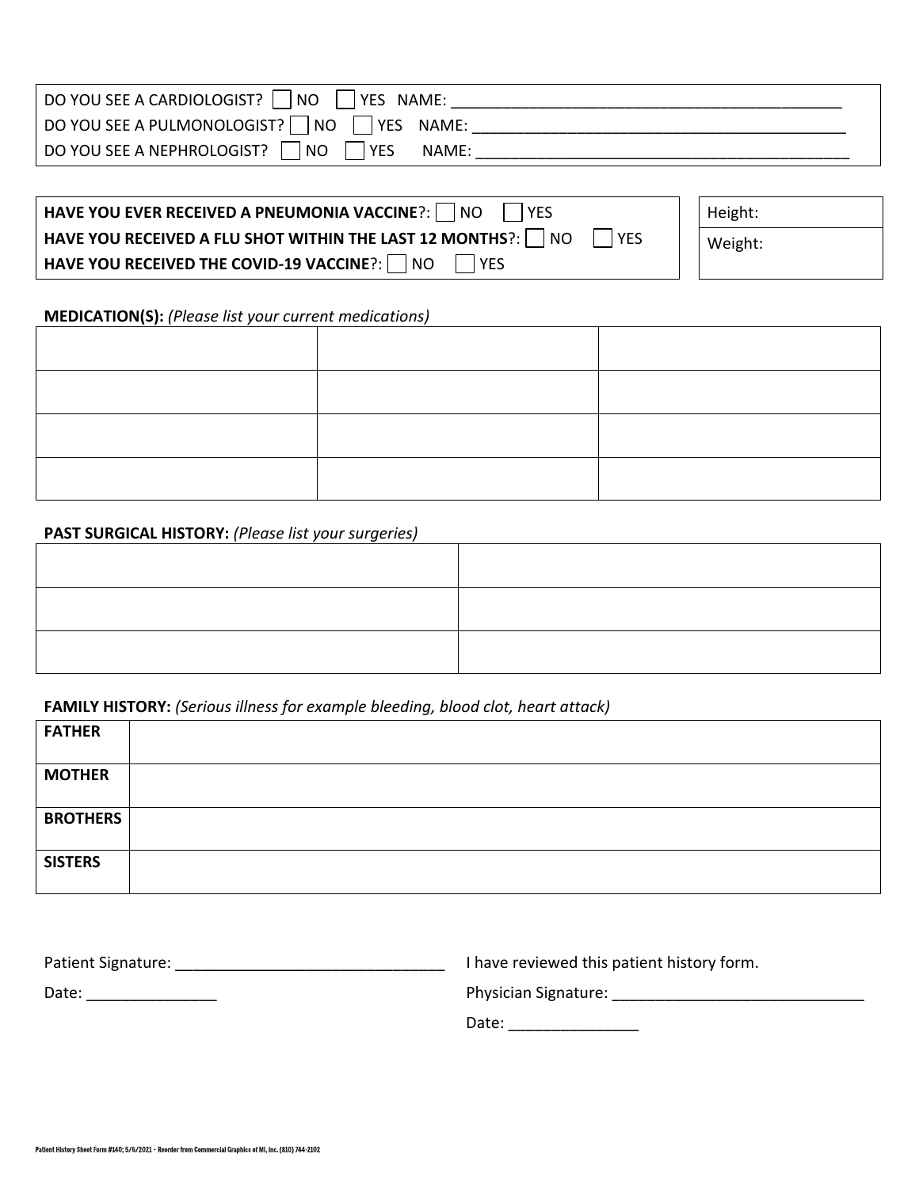DO YOU SEE A CARDIOLOGIST? ☐ NO ☐ YES NAME: ______________________________________________
DO YOU SEE A PULMONOLOGIST? ☐ NO ☐ YES NAME: ___________________________________________
DO YOU SEE A NEPHROLOGIST? ☐ NO ☐ YES NAME: ____________________________________________

**HAVE YOU EVER RECEIVED A PNEUMONIA VACCINE**?: ☐ NO ☐ YES
**HAVE YOU RECEIVED A FLU SHOT WITHIN THE LAST 12 MONTHS**?: ☐ NO ☐ YES
**HAVE YOU RECEIVED THE COVID-19 VACCINE**?: ☐ NO ☐ YES

Height:
Weight:

**MEDICATION(S):** *(Please list your current medications)*

| | | |
|---|---|---|
| | | |
| | | |
| | | |
| | | |

**PAST SURGICAL HISTORY:** *(Please list your surgeries)*

| | |
|---|---|
| | |
| | |
| | |

**FAMILY HISTORY:** *(Serious illness for example bleeding, blood clot, heart attack)*

| | |
|---|---|
| **FATHER** | |
| **MOTHER** | |
| **BROTHERS** | |
| **SISTERS** | |

Patient Signature: ________________________________

Date: _______________

I have reviewed this patient history form.

Physician Signature: ______________________________

Date: _______________

Patient History Sheet Form #140; 5/6/2021 • Reorder from Commercial Graphics of MI, Inc. (810) 744-2102